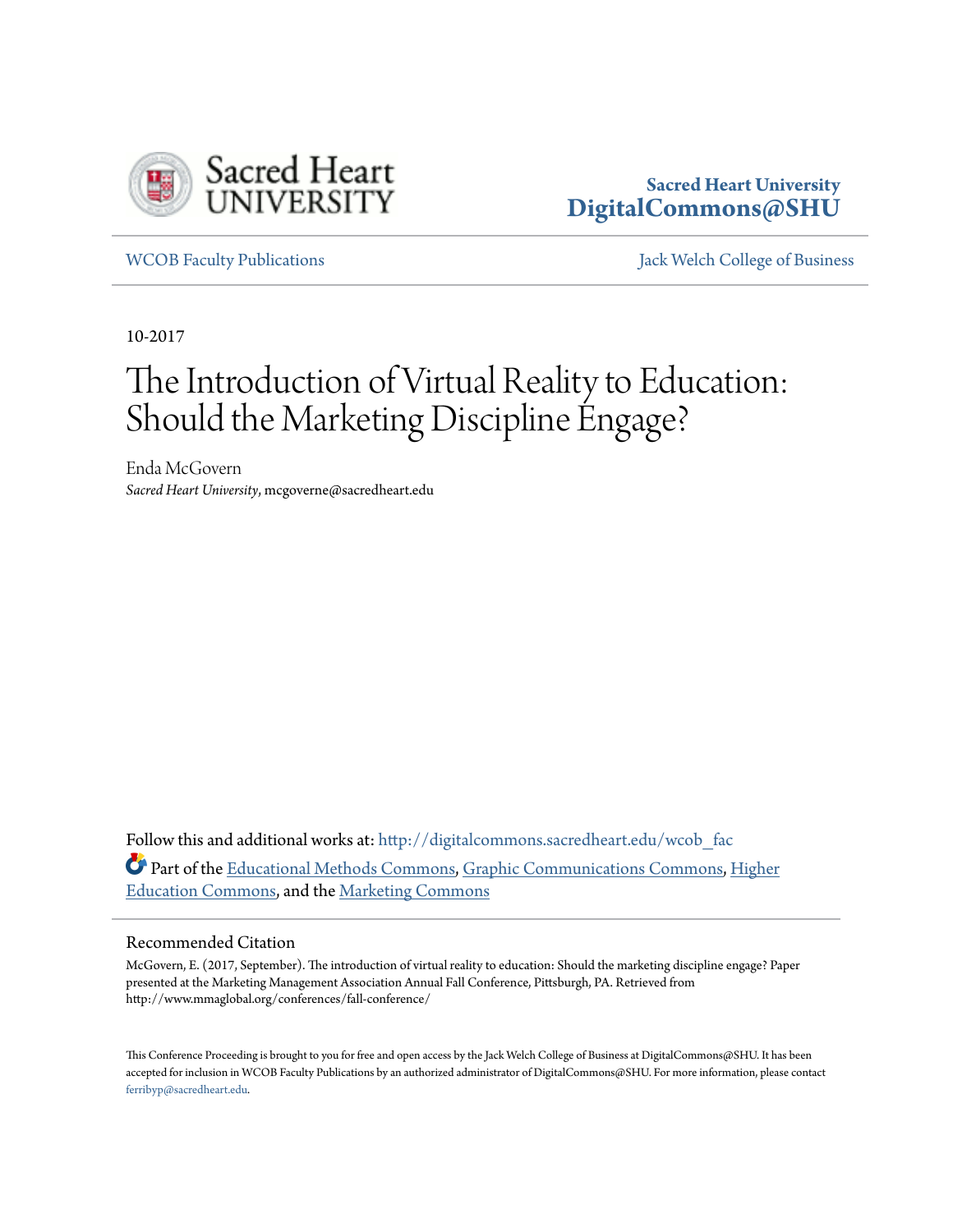Sacred Heart University
DigitalCommons@SHU

WCOB Faculty Publications | Jack Welch College of Business

10-2017

# The Introduction of Virtual Reality to Education: Should the Marketing Discipline Engage?

Enda McGovern
*Sacred Heart University*, mcgoverne@sacredheart.edu

Follow this and additional works at: http://digitalcommons.sacredheart.edu/wcob_fac

Part of the Educational Methods Commons, Graphic Communications Commons, Higher Education Commons, and the Marketing Commons

## Recommended Citation

McGovern, E. (2017, September). The introduction of virtual reality to education: Should the marketing discipline engage? Paper presented at the Marketing Management Association Annual Fall Conference, Pittsburgh, PA. Retrieved from http://www.mmaglobal.org/conferences/fall-conference/

This Conference Proceeding is brought to you for free and open access by the Jack Welch College of Business at DigitalCommons@SHU. It has been accepted for inclusion in WCOB Faculty Publications by an authorized administrator of DigitalCommons@SHU. For more information, please contact ferribyp@sacredheart.edu.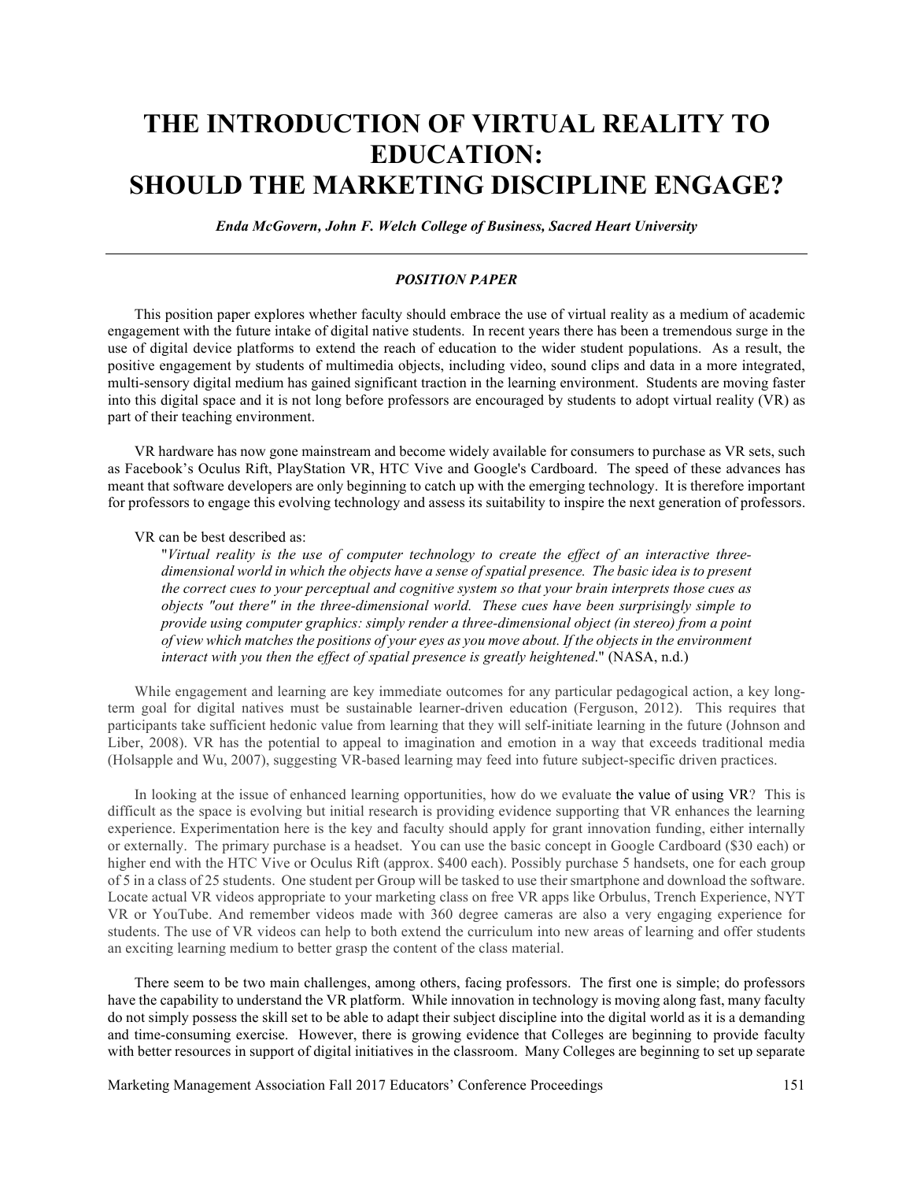# THE INTRODUCTION OF VIRTUAL REALITY TO EDUCATION: SHOULD THE MARKETING DISCIPLINE ENGAGE?

***Enda McGovern, John F. Welch College of Business, Sacred Heart University***

---

## *POSITION PAPER*

This position paper explores whether faculty should embrace the use of virtual reality as a medium of academic engagement with the future intake of digital native students. In recent years there has been a tremendous surge in the use of digital device platforms to extend the reach of education to the wider student populations. As a result, the positive engagement by students of multimedia objects, including video, sound clips and data in a more integrated, multi-sensory digital medium has gained significant traction in the learning environment. Students are moving faster into this digital space and it is not long before professors are encouraged by students to adopt virtual reality (VR) as part of their teaching environment.

VR hardware has now gone mainstream and become widely available for consumers to purchase as VR sets, such as Facebook's Oculus Rift, PlayStation VR, HTC Vive and Google's Cardboard. The speed of these advances has meant that software developers are only beginning to catch up with the emerging technology. It is therefore important for professors to engage this evolving technology and assess its suitability to inspire the next generation of professors.

VR can be best described as:

> "*Virtual reality is the use of computer technology to create the effect of an interactive three-dimensional world in which the objects have a sense of spatial presence. The basic idea is to present the correct cues to your perceptual and cognitive system so that your brain interprets those cues as objects "out there" in the three-dimensional world. These cues have been surprisingly simple to provide using computer graphics: simply render a three-dimensional object (in stereo) from a point of view which matches the positions of your eyes as you move about. If the objects in the environment interact with you then the effect of spatial presence is greatly heightened*." (NASA, n.d.)

While engagement and learning are key immediate outcomes for any particular pedagogical action, a key long-term goal for digital natives must be sustainable learner-driven education (Ferguson, 2012). This requires that participants take sufficient hedonic value from learning that they will self-initiate learning in the future (Johnson and Liber, 2008). VR has the potential to appeal to imagination and emotion in a way that exceeds traditional media (Holsapple and Wu, 2007), suggesting VR-based learning may feed into future subject-specific driven practices.

In looking at the issue of enhanced learning opportunities, how do we evaluate the value of using VR? This is difficult as the space is evolving but initial research is providing evidence supporting that VR enhances the learning experience. Experimentation here is the key and faculty should apply for grant innovation funding, either internally or externally. The primary purchase is a headset. You can use the basic concept in Google Cardboard ($30 each) or higher end with the HTC Vive or Oculus Rift (approx. $400 each). Possibly purchase 5 handsets, one for each group of 5 in a class of 25 students. One student per Group will be tasked to use their smartphone and download the software. Locate actual VR videos appropriate to your marketing class on free VR apps like Orbulus, Trench Experience, NYT VR or YouTube. And remember videos made with 360 degree cameras are also a very engaging experience for students. The use of VR videos can help to both extend the curriculum into new areas of learning and offer students an exciting learning medium to better grasp the content of the class material.

There seem to be two main challenges, among others, facing professors. The first one is simple; do professors have the capability to understand the VR platform. While innovation in technology is moving along fast, many faculty do not simply possess the skill set to be able to adapt their subject discipline into the digital world as it is a demanding and time-consuming exercise. However, there is growing evidence that Colleges are beginning to provide faculty with better resources in support of digital initiatives in the classroom. Many Colleges are beginning to set up separate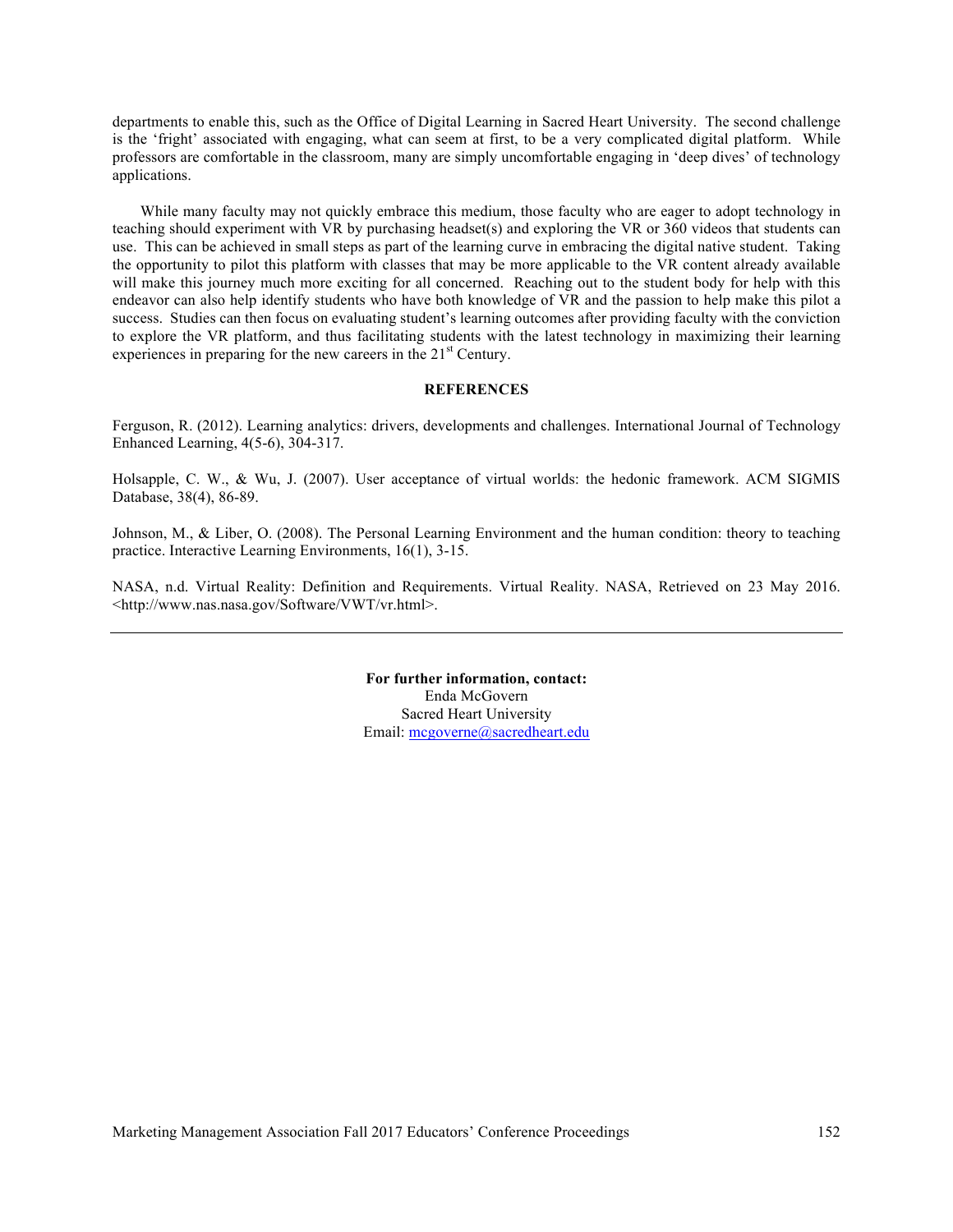departments to enable this, such as the Office of Digital Learning in Sacred Heart University. The second challenge is the 'fright' associated with engaging, what can seem at first, to be a very complicated digital platform. While professors are comfortable in the classroom, many are simply uncomfortable engaging in 'deep dives' of technology applications.

While many faculty may not quickly embrace this medium, those faculty who are eager to adopt technology in teaching should experiment with VR by purchasing headset(s) and exploring the VR or 360 videos that students can use. This can be achieved in small steps as part of the learning curve in embracing the digital native student. Taking the opportunity to pilot this platform with classes that may be more applicable to the VR content already available will make this journey much more exciting for all concerned. Reaching out to the student body for help with this endeavor can also help identify students who have both knowledge of VR and the passion to help make this pilot a success. Studies can then focus on evaluating student's learning outcomes after providing faculty with the conviction to explore the VR platform, and thus facilitating students with the latest technology in maximizing their learning experiences in preparing for the new careers in the 21st Century.

## REFERENCES

Ferguson, R. (2012). Learning analytics: drivers, developments and challenges. International Journal of Technology Enhanced Learning, 4(5-6), 304-317.

Holsapple, C. W., & Wu, J. (2007). User acceptance of virtual worlds: the hedonic framework. ACM SIGMIS Database, 38(4), 86-89.

Johnson, M., & Liber, O. (2008). The Personal Learning Environment and the human condition: theory to teaching practice. Interactive Learning Environments, 16(1), 3-15.

NASA, n.d. Virtual Reality: Definition and Requirements. Virtual Reality. NASA, Retrieved on 23 May 2016. <http://www.nas.nasa.gov/Software/VWT/vr.html>.

---

**For further information, contact:**
Enda McGovern
Sacred Heart University
Email: mcgoverne@sacredheart.edu